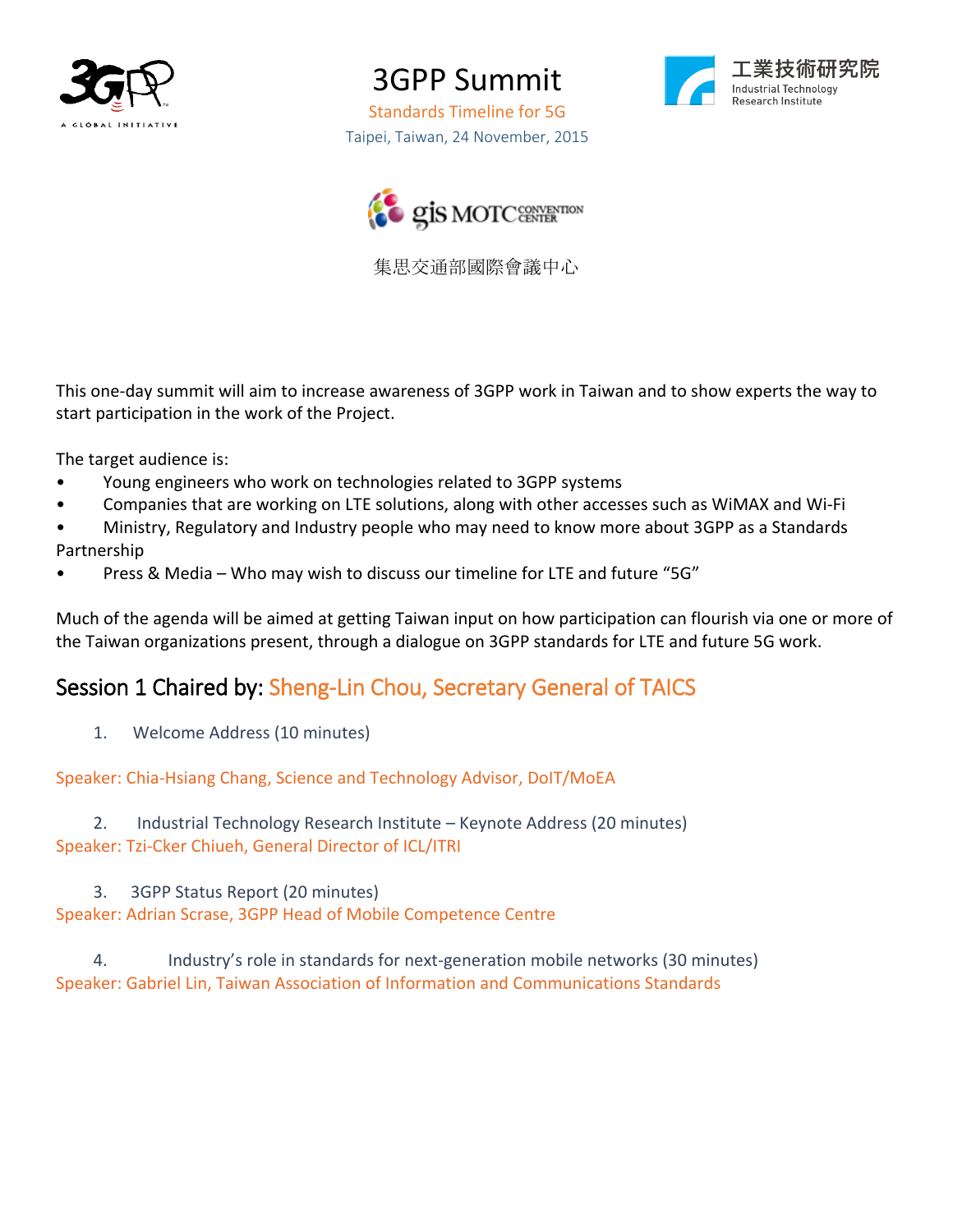# 3GPP Summit

Standards Timeline for 5G

Taipei, Taiwan, 24 November, 2015

集思交通部國際會議中心

This one-day summit will aim to increase awareness of 3GPP work in Taiwan and to show experts the way to start participation in the work of the Project.

The target audience is:

- Young engineers who work on technologies related to 3GPP systems
- Companies that are working on LTE solutions, along with other accesses such as WiMAX and Wi-Fi
- Ministry, Regulatory and Industry people who may need to know more about 3GPP as a Standards Partnership
- Press & Media – Who may wish to discuss our timeline for LTE and future "5G"

Much of the agenda will be aimed at getting Taiwan input on how participation can flourish via one or more of the Taiwan organizations present, through a dialogue on 3GPP standards for LTE and future 5G work.

## Session 1 Chaired by: Sheng-Lin Chou, Secretary General of TAICS

1. Welcome Address (10 minutes)

Speaker: Chia-Hsiang Chang, Science and Technology Advisor, DoIT/MoEA

2. Industrial Technology Research Institute – Keynote Address (20 minutes)

Speaker: Tzi-Cker Chiueh, General Director of ICL/ITRI

3. 3GPP Status Report (20 minutes)

Speaker: Adrian Scrase, 3GPP Head of Mobile Competence Centre

4. Industry's role in standards for next-generation mobile networks (30 minutes)

Speaker: Gabriel Lin, Taiwan Association of Information and Communications Standards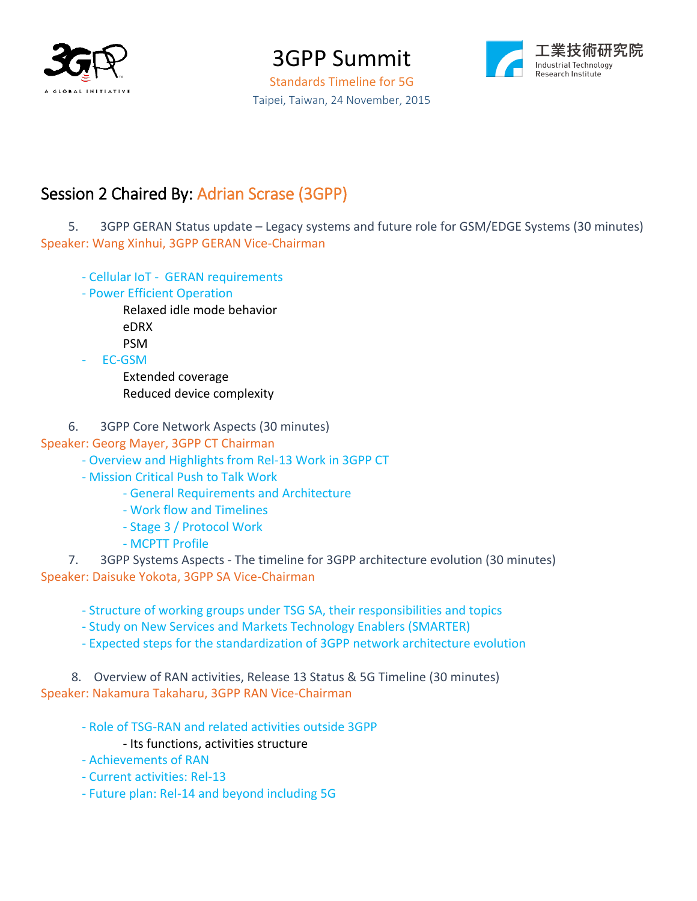3GPP Summit

Standards Timeline for 5G

Taipei, Taiwan, 24 November, 2015

工業技術研究院
Industrial Technology
Research Institute

## Session 2 Chaired By: Adrian Scrase (3GPP)

5. 3GPP GERAN Status update – Legacy systems and future role for GSM/EDGE Systems (30 minutes)
Speaker: Wang Xinhui, 3GPP GERAN Vice-Chairman

- Cellular IoT - GERAN requirements
- Power Efficient Operation
  - Relaxed idle mode behavior
  - eDRX
  - PSM
- EC-GSM
  - Extended coverage
  - Reduced device complexity

6. 3GPP Core Network Aspects (30 minutes)
Speaker: Georg Mayer, 3GPP CT Chairman
- Overview and Highlights from Rel-13 Work in 3GPP CT
- Mission Critical Push to Talk Work
  - General Requirements and Architecture
  - Work flow and Timelines
  - Stage 3 / Protocol Work
  - MCPTT Profile

7. 3GPP Systems Aspects - The timeline for 3GPP architecture evolution (30 minutes)
Speaker: Daisuke Yokota, 3GPP SA Vice-Chairman

- Structure of working groups under TSG SA, their responsibilities and topics
- Study on New Services and Markets Technology Enablers (SMARTER)
- Expected steps for the standardization of 3GPP network architecture evolution

8. Overview of RAN activities, Release 13 Status & 5G Timeline (30 minutes)
Speaker: Nakamura Takaharu, 3GPP RAN Vice-Chairman

- Role of TSG-RAN and related activities outside 3GPP
  - Its functions, activities structure
- Achievements of RAN
- Current activities: Rel-13
- Future plan: Rel-14 and beyond including 5G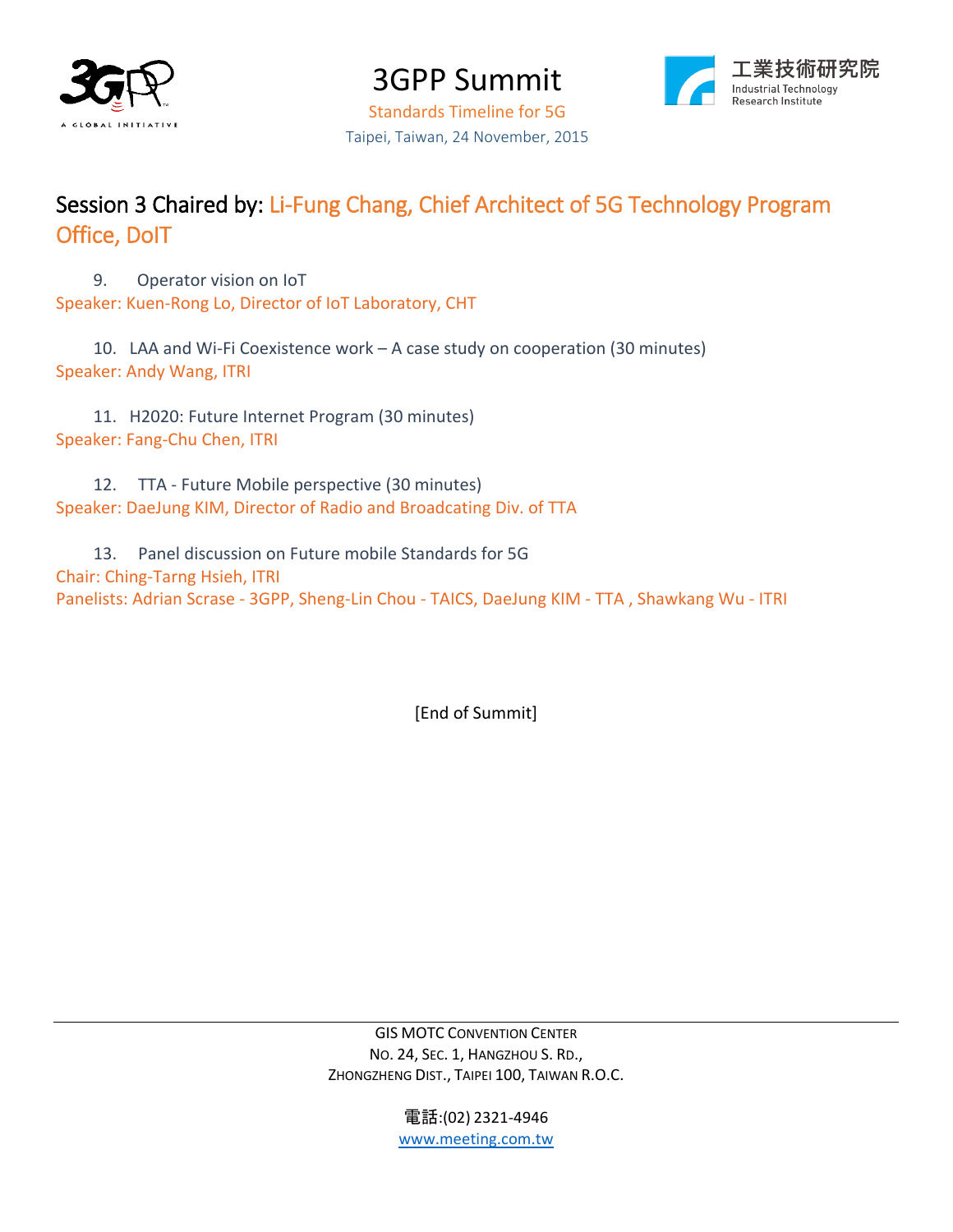# 3GPP Summit

Standards Timeline for 5G

Taipei, Taiwan, 24 November, 2015

工業技術研究院
Industrial Technology Research Institute

## Session 3 Chaired by: Li-Fung Chang, Chief Architect of 5G Technology Program Office, DoIT

9. Operator vision on IoT

Speaker: Kuen-Rong Lo, Director of IoT Laboratory, CHT

10. LAA and Wi-Fi Coexistence work – A case study on cooperation (30 minutes)

Speaker: Andy Wang, ITRI

11. H2020: Future Internet Program (30 minutes)

Speaker: Fang-Chu Chen, ITRI

12. TTA - Future Mobile perspective (30 minutes)

Speaker: DaeJung KIM, Director of Radio and Broadcating Div. of TTA

13. Panel discussion on Future mobile Standards for 5G

Chair: Ching-Tarng Hsieh, ITRI

Panelists: Adrian Scrase - 3GPP, Sheng-Lin Chou - TAICS, DaeJung KIM - TTA , Shawkang Wu - ITRI

[End of Summit]

GIS MOTC Convention Center
No. 24, Sec. 1, Hangzhou S. Rd.,
Zhongzheng Dist., Taipei 100, Taiwan R.O.C.

電話:(02) 2321-4946
www.meeting.com.tw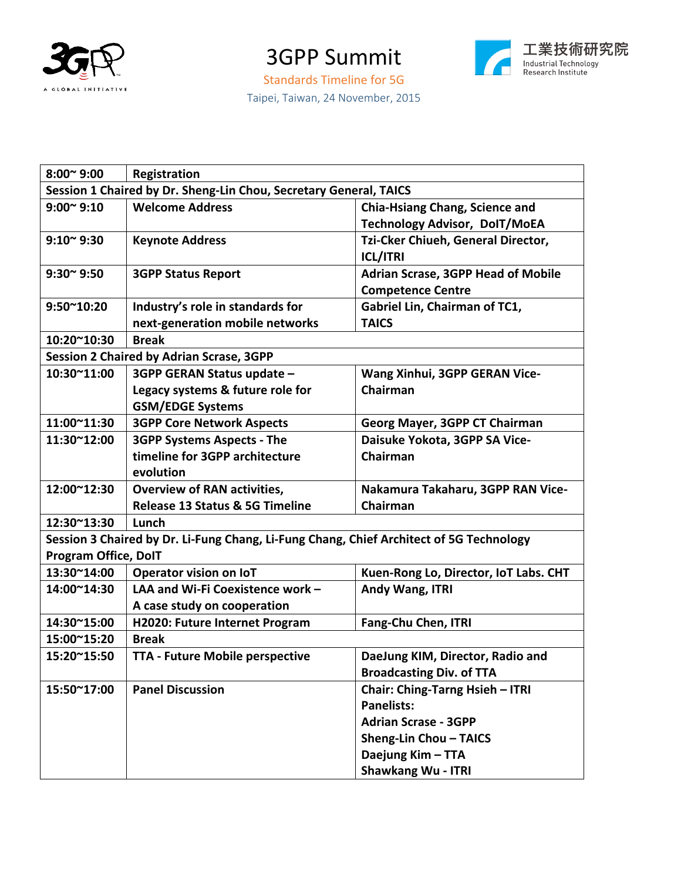# 3GPP Summit

Standards Timeline for 5G

Taipei, Taiwan, 24 November, 2015

| | | |
|---|---|---|
| **8:00~ 9:00** | **Registration** | |
| **Session 1 Chaired by Dr. Sheng-Lin Chou, Secretary General, TAICS** | | |
| **9:00~ 9:10** | **Welcome Address** | **Chia-Hsiang Chang, Science and Technology Advisor, DoIT/MoEA** |
| **9:10~ 9:30** | **Keynote Address** | **Tzi-Cker Chiueh, General Director, ICL/ITRI** |
| **9:30~ 9:50** | **3GPP Status Report** | **Adrian Scrase, 3GPP Head of Mobile Competence Centre** |
| **9:50~10:20** | **Industry's role in standards for next-generation mobile networks** | **Gabriel Lin, Chairman of TC1, TAICS** |
| **10:20~10:30** | **Break** | |
| **Session 2 Chaired by Adrian Scrase, 3GPP** | | |
| **10:30~11:00** | **3GPP GERAN Status update – Legacy systems & future role for GSM/EDGE Systems** | **Wang Xinhui, 3GPP GERAN Vice-Chairman** |
| **11:00~11:30** | **3GPP Core Network Aspects** | **Georg Mayer, 3GPP CT Chairman** |
| **11:30~12:00** | **3GPP Systems Aspects - The timeline for 3GPP architecture evolution** | **Daisuke Yokota, 3GPP SA Vice-Chairman** |
| **12:00~12:30** | **Overview of RAN activities, Release 13 Status & 5G Timeline** | **Nakamura Takaharu, 3GPP RAN Vice-Chairman** |
| **12:30~13:30** | **Lunch** | |
| **Session 3 Chaired by Dr. Li-Fung Chang, Li-Fung Chang, Chief Architect of 5G Technology Program Office, DoIT** | | |
| **13:30~14:00** | **Operator vision on IoT** | **Kuen-Rong Lo, Director, IoT Labs. CHT** |
| **14:00~14:30** | **LAA and Wi-Fi Coexistence work – A case study on cooperation** | **Andy Wang, ITRI** |
| **14:30~15:00** | **H2020: Future Internet Program** | **Fang-Chu Chen, ITRI** |
| **15:00~15:20** | **Break** | |
| **15:20~15:50** | **TTA - Future Mobile perspective** | **DaeJung KIM, Director, Radio and Broadcasting Div. of TTA** |
| **15:50~17:00** | **Panel Discussion** | **Chair: Ching-Tarng Hsieh – ITRI**<br>**Panelists:**<br>**Adrian Scrase - 3GPP**<br>**Sheng-Lin Chou – TAICS**<br>**Daejung Kim – TTA**<br>**Shawkang Wu - ITRI** |